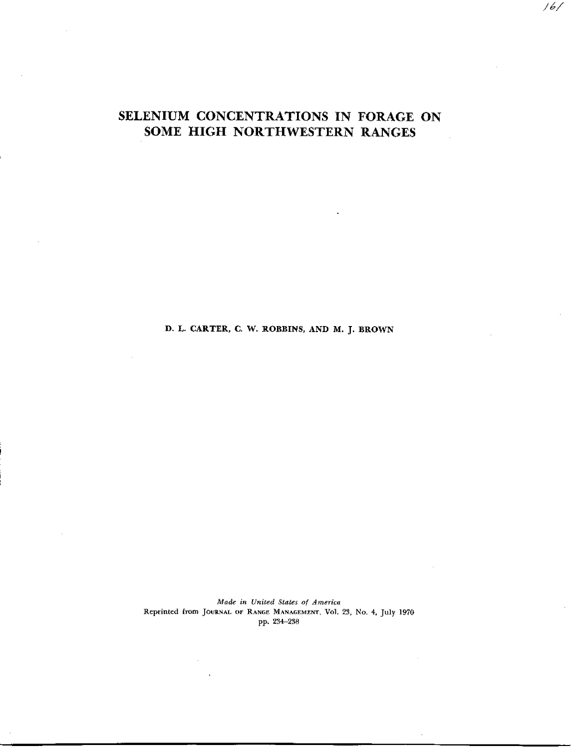# SELENIUM CONCENTRATIONS IN FORAGE ON SOME HIGH NORTHWESTERN RANGES

**D. L. CARTER, C. W. ROBBINS, AND M. J. BROWN**

*Made in United States of America*
Reprinted from JOURNAL OF RANGE MANAGEMENT, Vol. 23, No. 4, July 1970
pp. 234–238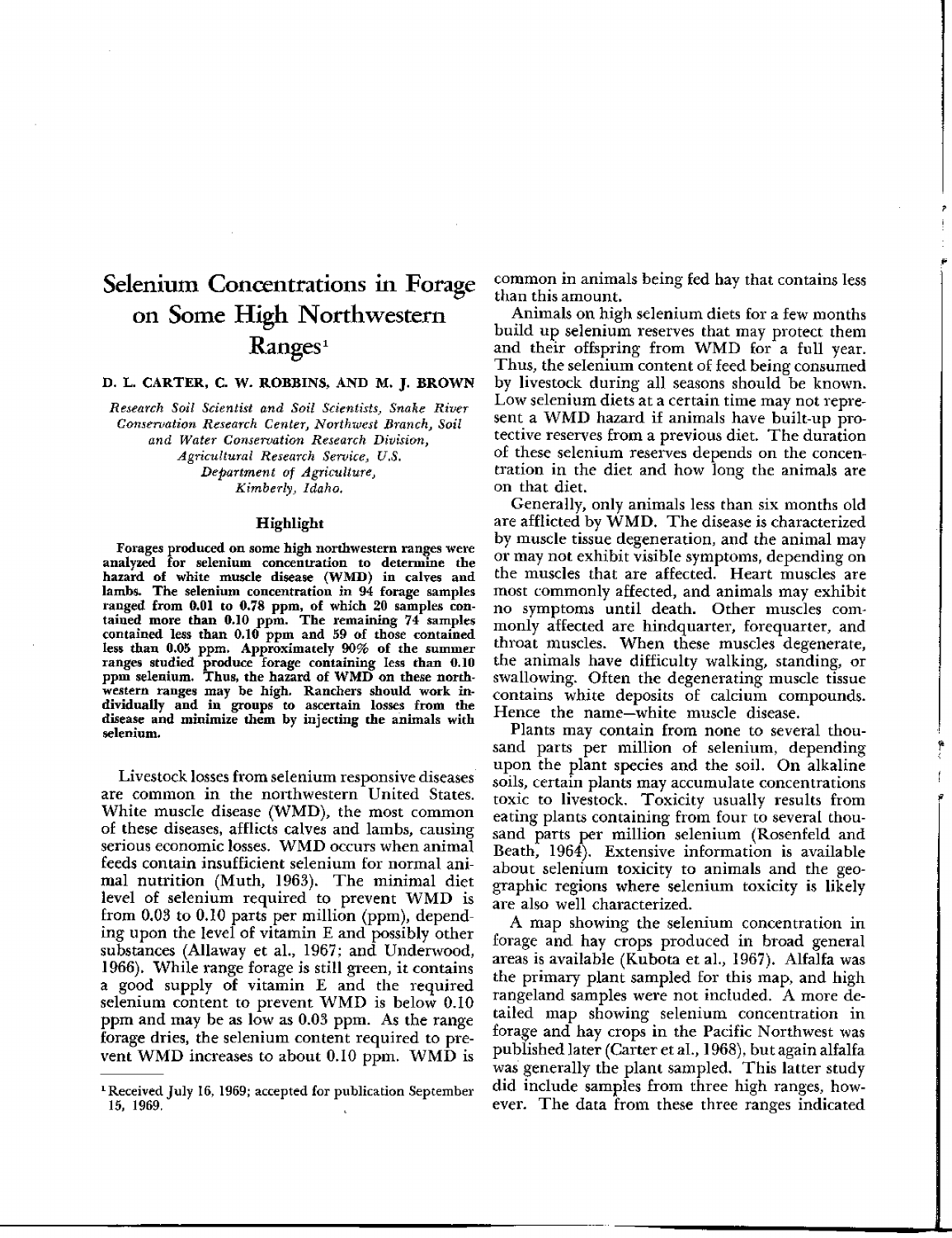# Selenium Concentrations in Forage on Some High Northwestern Ranges[1]

**D. L. CARTER, C. W. ROBBINS, AND M. J. BROWN**

*Research Soil Scientist and Soil Scientists, Snake River Conservation Research Center, Northwest Branch, Soil and Water Conservation Research Division, Agricultural Research Service, U.S. Department of Agriculture, Kimberly, Idaho.*

## Highlight

**Forages produced on some high northwestern ranges were analyzed for selenium concentration to determine the hazard of white muscle disease (WMD) in calves and lambs. The selenium concentration in 94 forage samples ranged from 0.01 to 0.78 ppm, of which 20 samples contained more than 0.10 ppm. The remaining 74 samples contained less than 0.10 ppm and 59 of those contained less than 0.05 ppm. Approximately 90% of the summer ranges studied produce forage containing less than 0.10 ppm selenium. Thus, the hazard of WMD on these northwestern ranges may be high. Ranchers should work individually and in groups to ascertain losses from the disease and minimize them by injecting the animals with selenium.**

Livestock losses from selenium responsive diseases are common in the northwestern United States. White muscle disease (WMD), the most common of these diseases, afflicts calves and lambs, causing serious economic losses. WMD occurs when animal feeds contain insufficient selenium for normal animal nutrition (Muth, 1963). The minimal diet level of selenium required to prevent WMD is from 0.03 to 0.10 parts per million (ppm), depending upon the level of vitamin E and possibly other substances (Allaway et al., 1967; and Underwood, 1966). While range forage is still green, it contains a good supply of vitamin E and the required selenium content to prevent WMD is below 0.10 ppm and may be as low as 0.03 ppm. As the range forage dries, the selenium content required to prevent WMD increases to about 0.10 ppm. WMD is common in animals being fed hay that contains less than this amount.

Animals on high selenium diets for a few months build up selenium reserves that may protect them and their offspring from WMD for a full year. Thus, the selenium content of feed being consumed by livestock during all seasons should be known. Low selenium diets at a certain time may not represent a WMD hazard if animals have built-up protective reserves from a previous diet. The duration of these selenium reserves depends on the concentration in the diet and how long the animals are on that diet.

Generally, only animals less than six months old are afflicted by WMD. The disease is characterized by muscle tissue degeneration, and the animal may or may not exhibit visible symptoms, depending on the muscles that are affected. Heart muscles are most commonly affected, and animals may exhibit no symptoms until death. Other muscles commonly affected are hindquarter, forequarter, and throat muscles. When these muscles degenerate, the animals have difficulty walking, standing, or swallowing. Often the degenerating muscle tissue contains white deposits of calcium compounds. Hence the name—white muscle disease.

Plants may contain from none to several thousand parts per million of selenium, depending upon the plant species and the soil. On alkaline soils, certain plants may accumulate concentrations toxic to livestock. Toxicity usually results from eating plants containing from four to several thousand parts per million selenium (Rosenfeld and Beath, 1964). Extensive information is available about selenium toxicity to animals and the geographic regions where selenium toxicity is likely are also well characterized.

A map showing the selenium concentration in forage and hay crops produced in broad general areas is available (Kubota et al., 1967). Alfalfa was the primary plant sampled for this map, and high rangeland samples were not included. A more detailed map showing selenium concentration in forage and hay crops in the Pacific Northwest was published later (Carter et al., 1968), but again alfalfa was generally the plant sampled. This latter study did include samples from three high ranges, however. The data from these three ranges indicated

[1] Received July 16, 1969; accepted for publication September 15, 1969.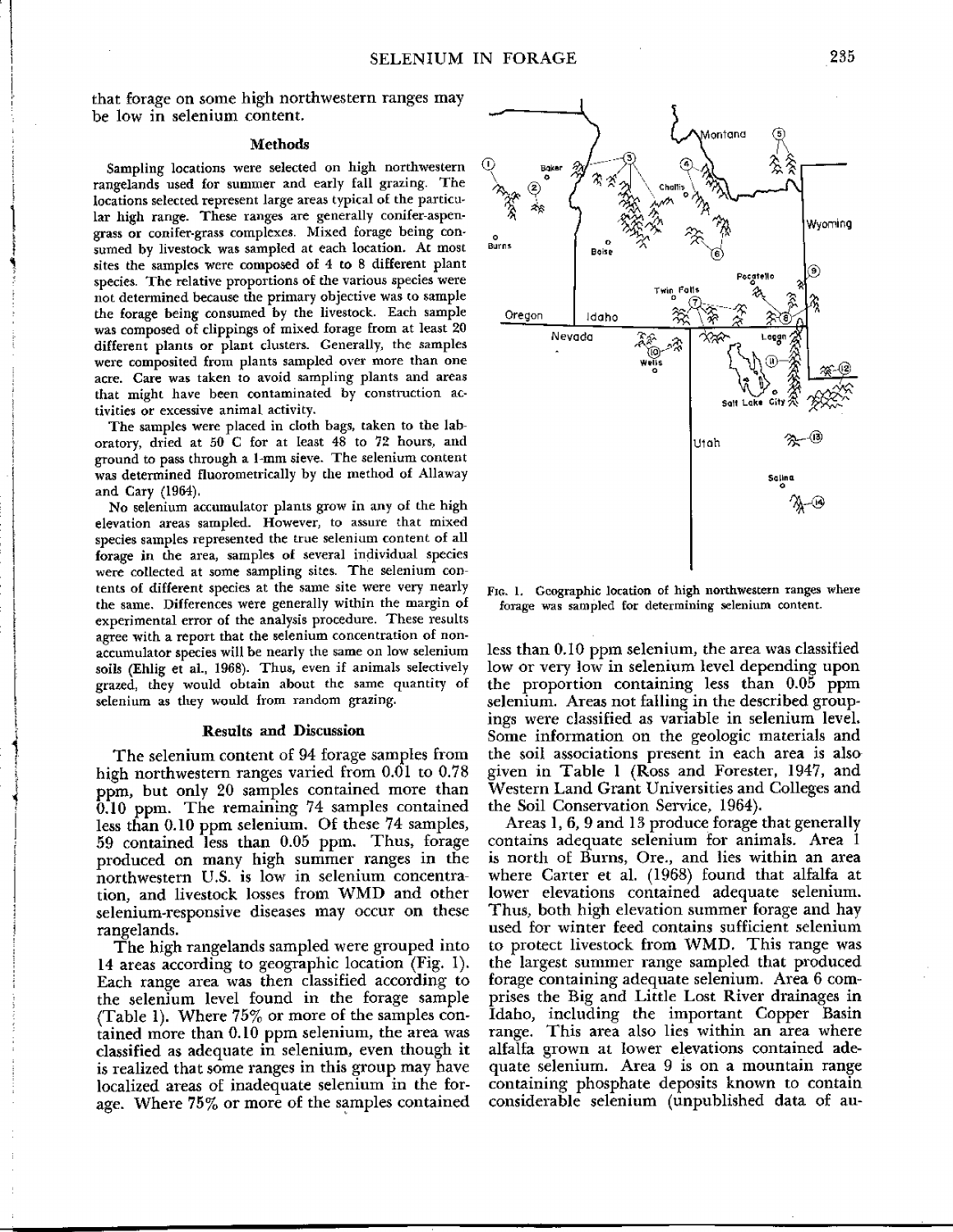that forage on some high northwestern ranges may be low in selenium content.

## Methods

Sampling locations were selected on high northwestern rangelands used for summer and early fall grazing. The locations selected represent large areas typical of the particular high range. These ranges are generally conifer-aspen-grass or conifer-grass complexes. Mixed forage being consumed by livestock was sampled at each location. At most sites the samples were composed of 4 to 8 different plant species. The relative proportions of the various species were not determined because the primary objective was to sample the forage being consumed by the livestock. Each sample was composed of clippings of mixed forage from at least 20 different plants or plant clusters. Generally, the samples were composited from plants sampled over more than one acre. Care was taken to avoid sampling plants and areas that might have been contaminated by construction activities or excessive animal activity.

The samples were placed in cloth bags, taken to the laboratory, dried at 50 C for at least 48 to 72 hours, and ground to pass through a 1-mm sieve. The selenium content was determined fluorometrically by the method of Allaway and Cary (1964).

No selenium accumulator plants grow in any of the high elevation areas sampled. However, to assure that mixed species samples represented the true selenium content of all forage in the area, samples of several individual species were collected at some sampling sites. The selenium contents of different species at the same site were very nearly the same. Differences were generally within the margin of experimental error of the analysis procedure. These results agree with a report that the selenium concentration of non-accumulator species will be nearly the same on low selenium soils (Ehlig et al., 1968). Thus, even if animals selectively grazed, they would obtain about the same quantity of selenium as they would from random grazing.

## Results and Discussion

The selenium content of 94 forage samples from high northwestern ranges varied from 0.01 to 0.78 ppm, but only 20 samples contained more than 0.10 ppm. The remaining 74 samples contained less than 0.10 ppm selenium. Of these 74 samples, 59 contained less than 0.05 ppm. Thus, forage produced on many high summer ranges in the northwestern U.S. is low in selenium concentration, and livestock losses from WMD and other selenium-responsive diseases may occur on these rangelands.

The high rangelands sampled were grouped into 14 areas according to geographic location (Fig. 1). Each range area was then classified according to the selenium level found in the forage sample (Table 1). Where 75% or more of the samples contained more than 0.10 ppm selenium, the area was classified as adequate in selenium, even though it is realized that some ranges in this group may have localized areas of inadequate selenium in the forage. Where 75% or more of the samples contained less than 0.10 ppm selenium, the area was classified low or very low in selenium level depending upon the proportion containing less than 0.05 ppm selenium. Areas not falling in the described groupings were classified as variable in selenium level. Some information on the geologic materials and the soil associations present in each area is also given in Table 1 (Ross and Forester, 1947, and Western Land Grant Universities and Colleges and the Soil Conservation Service, 1964).

FIG. 1. Geographic location of high northwestern ranges where forage was sampled for determining selenium content.

Areas 1, 6, 9 and 13 produce forage that generally contains adequate selenium for animals. Area 1 is north of Burns, Ore., and lies within an area where Carter et al. (1968) found that alfalfa at lower elevations contained adequate selenium. Thus, both high elevation summer forage and hay used for winter feed contains sufficient selenium to protect livestock from WMD. This range was the largest summer range sampled that produced forage containing adequate selenium. Area 6 comprises the Big and Little Lost River drainages in Idaho, including the important Copper Basin range. This area also lies within an area where alfalfa grown at lower elevations contained adequate selenium. Area 9 is on a mountain range containing phosphate deposits known to contain considerable selenium (unpublished data of au-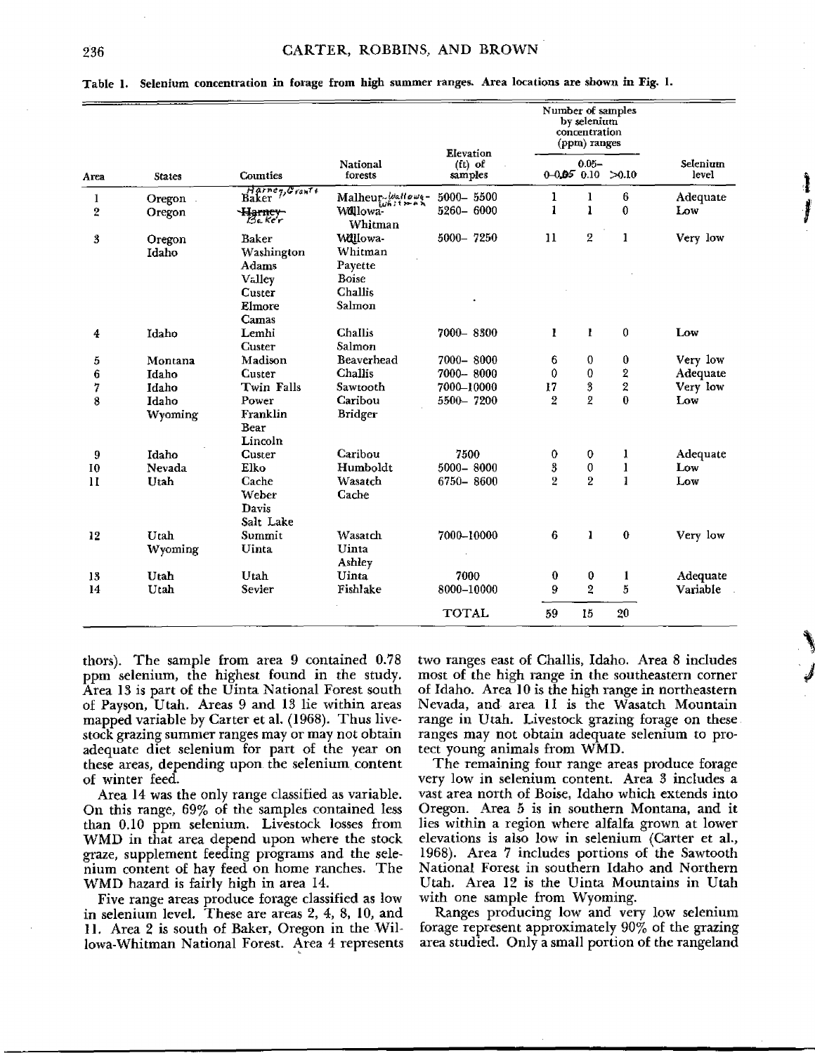**Table 1. Selenium concentration in forage from high summer ranges. Area locations are shown in Fig. 1.**

| Area | States | Counties | National forests | Elevation (ft) of samples | Number of samples by selenium concentration (ppm) ranges | | | Selenium level |
|---|---|---|---|---|---|---|---|---|
| | | | | | 0–0.05 | 0.05–0.10 | >0.10 | |
| 1 | Oregon | Harney, Grant, Baker | Malheur, Wallowa-Whitman | 5000– 5500 | 1 | 1 | 6 | Adequate |
| 2 | Oregon | ~~Harney~~ Baker | Wallowa-Whitman | 5260– 6000 | 1 | 1 | 0 | Low |
| 3 | Oregon, Idaho | Baker, Washington, Adams, Valley, Custer, Elmore, Camas | Wallowa-Whitman, Payette, Boise, Challis, Salmon | 5000– 7250 | 11 | 2 | 1 | Very low |
| 4 | Idaho | Lemhi, Custer | Challis, Salmon | 7000– 8300 | 1 | 1 | 0 | Low |
| 5 | Montana | Madison | Beaverhead | 7000– 8000 | 6 | 0 | 0 | Very low |
| 6 | Idaho | Custer | Challis | 7000– 8000 | 0 | 0 | 2 | Adequate |
| 7 | Idaho | Twin Falls | Sawtooth | 7000–10000 | 17 | 3 | 2 | Very low |
| 8 | Idaho, Wyoming | Power, Franklin, Bear, Lincoln | Caribou, Bridger | 5500– 7200 | 2 | 2 | 0 | Low |
| 9 | Idaho | Custer | Caribou | 7500 | 0 | 0 | 1 | Adequate |
| 10 | Nevada | Elko | Humboldt | 5000– 8000 | 3 | 0 | 1 | Low |
| 11 | Utah | Cache, Weber, Davis, Salt Lake | Wasatch, Cache | 6750– 8600 | 2 | 2 | 1 | Low |
| 12 | Utah, Wyoming | Summit, Uinta | Wasatch, Uinta, Ashley | 7000–10000 | 6 | 1 | 0 | Very low |
| 13 | Utah | Utah | Uinta | 7000 | 0 | 0 | 1 | Adequate |
| 14 | Utah | Sevier | Fishlake | 8000–10000 | 9 | 2 | 5 | Variable |
| | | | | TOTAL | 59 | 15 | 20 | |

thors). The sample from area 9 contained 0.78 ppm selenium, the highest found in the study. Area 13 is part of the Uinta National Forest south of Payson, Utah. Areas 9 and 13 lie within areas mapped variable by Carter et al. (1968). Thus livestock grazing summer ranges may or may not obtain adequate diet selenium for part of the year on these areas, depending upon the selenium content of winter feed.

Area 14 was the only range classified as variable. On this range, 69% of the samples contained less than 0.10 ppm selenium. Livestock losses from WMD in that area depend upon where the stock graze, supplement feeding programs and the selenium content of hay feed on home ranches. The WMD hazard is fairly high in area 14.

Five range areas produce forage classified as low in selenium level. These are areas 2, 4, 8, 10, and 11. Area 2 is south of Baker, Oregon in the Wallowa-Whitman National Forest. Area 4 represents two ranges east of Challis, Idaho. Area 8 includes most of the high range in the southeastern corner of Idaho. Area 10 is the high range in northeastern Nevada, and area 11 is the Wasatch Mountain range in Utah. Livestock grazing forage on these ranges may not obtain adequate selenium to protect young animals from WMD.

The remaining four range areas produce forage very low in selenium content. Area 3 includes a vast area north of Boise, Idaho which extends into Oregon. Area 5 is in southern Montana, and it lies within a region where alfalfa grown at lower elevations is also low in selenium (Carter et al., 1968). Area 7 includes portions of the Sawtooth National Forest in southern Idaho and Northern Utah. Area 12 is the Uinta Mountains in Utah with one sample from Wyoming.

Ranges producing low and very low selenium forage represent approximately 90% of the grazing area studied. Only a small portion of the rangeland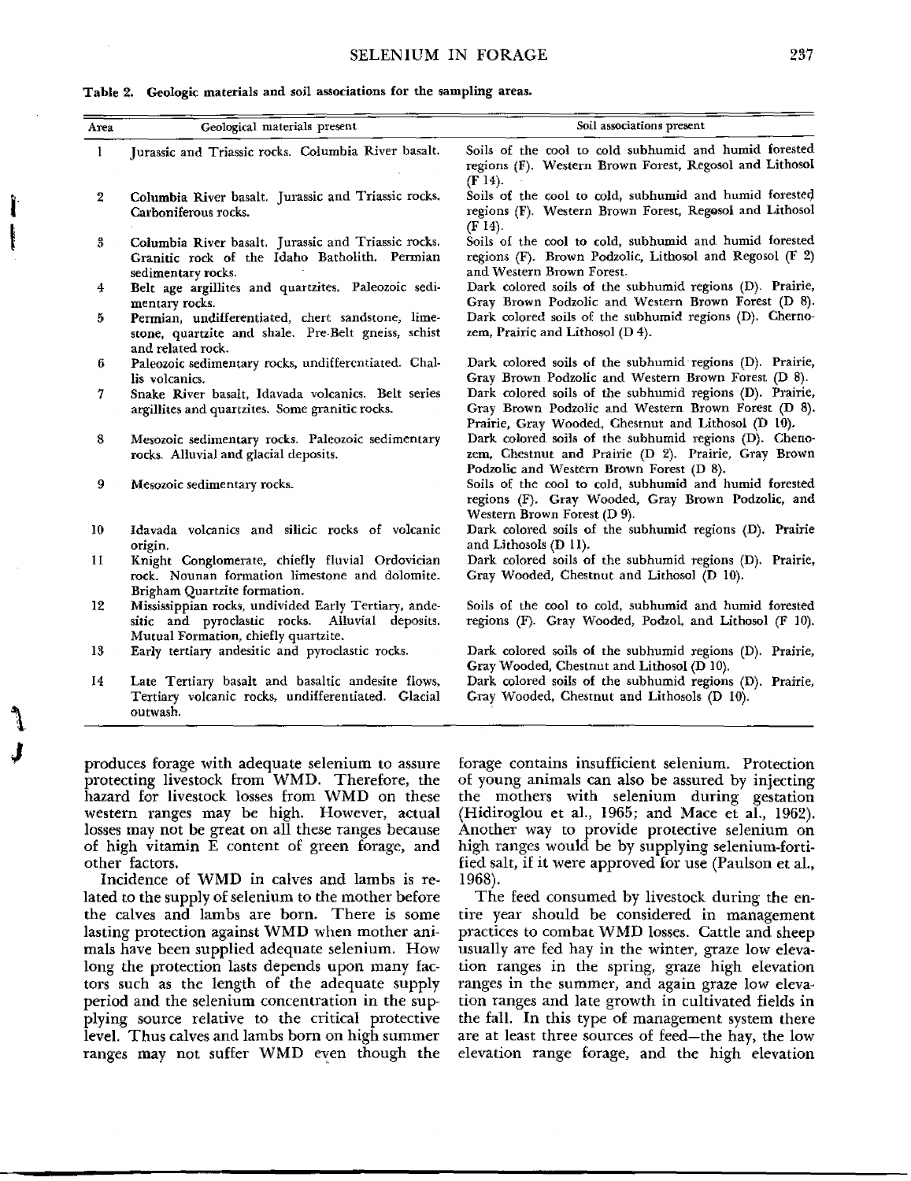Table 2. Geologic materials and soil associations for the sampling areas.

| Area | Geological materials present | Soil associations present |
|---|---|---|
| 1 | Jurassic and Triassic rocks. Columbia River basalt. | Soils of the cool to cold subhumid and humid forested regions (F). Western Brown Forest, Regosol and Lithosol (F 14). |
| 2 | Columbia River basalt. Jurassic and Triassic rocks. Carboniferous rocks. | Soils of the cool to cold, subhumid and humid forested regions (F). Western Brown Forest, Regosol and Lithosol (F 14). |
| 3 | Columbia River basalt. Jurassic and Triassic rocks. Granitic rock of the Idaho Batholith. Permian sedimentary rocks. | Soils of the cool to cold, subhumid and humid forested regions (F). Brown Podzolic, Lithosol and Regosol (F 2) and Western Brown Forest. |
| 4 | Belt age argillites and quartzites. Paleozoic sedimentary rocks. | Dark colored soils of the subhumid regions (D). Prairie, Gray Brown Podzolic and Western Brown Forest (D 8). |
| 5 | Permian, undifferentiated, chert sandstone, limestone, quartzite and shale. Pre-Belt gneiss, schist and related rock. | Dark colored soils of the subhumid regions (D). Chernozem, Prairie and Lithosol (D 4). |
| 6 | Paleozoic sedimentary rocks, undifferentiated. Challis volcanics. | Dark colored soils of the subhumid regions (D). Prairie, Gray Brown Podzolic and Western Brown Forest (D 8). |
| 7 | Snake River basalt, Idavada volcanics. Belt series argillites and quartzites. Some granitic rocks. | Dark colored soils of the subhumid regions (D). Prairie, Gray Brown Podzolic and Western Brown Forest (D 8). Prairie, Gray Wooded, Chestnut and Lithosol (D 10). |
| 8 | Mesozoic sedimentary rocks. Paleozoic sedimentary rocks. Alluvial and glacial deposits. | Dark colored soils of the subhumid regions (D). Chenozem, Chestnut and Prairie (D 2). Prairie, Gray Brown Podzolic and Western Brown Forest (D 8). |
| 9 | Mesozoic sedimentary rocks. | Soils of the cool to cold, subhumid and humid forested regions (F). Gray Wooded, Gray Brown Podzolic, and Western Brown Forest (D 9). |
| 10 | Idavada volcanics and silicic rocks of volcanic origin. | Dark colored soils of the subhumid regions (D). Prairie and Lithosols (D 11). |
| 11 | Knight Conglomerate, chiefly fluvial Ordovician rock. Nounan formation limestone and dolomite. Brigham Quartzite formation. | Dark colored soils of the subhumid regions (D). Prairie, Gray Wooded, Chestnut and Lithosol (D 10). |
| 12 | Mississippian rocks, undivided Early Tertiary, andesitic and pyroclastic rocks. Alluvial deposits. Mutual Formation, chiefly quartzite. | Soils of the cool to cold, subhumid and humid forested regions (F). Gray Wooded, Podzol, and Lithosol (F 10). |
| 13 | Early tertiary andesitic and pyroclastic rocks. | Dark colored soils of the subhumid regions (D). Prairie, Gray Wooded, Chestnut and Lithosol (D 10). |
| 14 | Late Tertiary basalt and basaltic andesite flows, Tertiary volcanic rocks, undifferentiated. Glacial outwash. | Dark colored soils of the subhumid regions (D). Prairie, Gray Wooded, Chestnut and Lithosols (D 10). |

produces forage with adequate selenium to assure protecting livestock from WMD. Therefore, the hazard for livestock losses from WMD on these western ranges may be high. However, actual losses may not be great on all these ranges because of high vitamin E content of green forage, and other factors.

Incidence of WMD in calves and lambs is related to the supply of selenium to the mother before the calves and lambs are born. There is some lasting protection against WMD when mother animals have been supplied adequate selenium. How long the protection lasts depends upon many factors such as the length of the adequate supply period and the selenium concentration in the supplying source relative to the critical protective level. Thus calves and lambs born on high summer ranges may not suffer WMD even though the forage contains insufficient selenium. Protection of young animals can also be assured by injecting the mothers with selenium during gestation (Hidiroglou et al., 1965; and Mace et al., 1962). Another way to provide protective selenium on high ranges would be by supplying selenium-fortified salt, if it were approved for use (Paulson et al., 1968).

The feed consumed by livestock during the entire year should be considered in management practices to combat WMD losses. Cattle and sheep usually are fed hay in the winter, graze low elevation ranges in the spring, graze high elevation ranges in the summer, and again graze low elevation ranges and late growth in cultivated fields in the fall. In this type of management system there are at least three sources of feed—the hay, the low elevation range forage, and the high elevation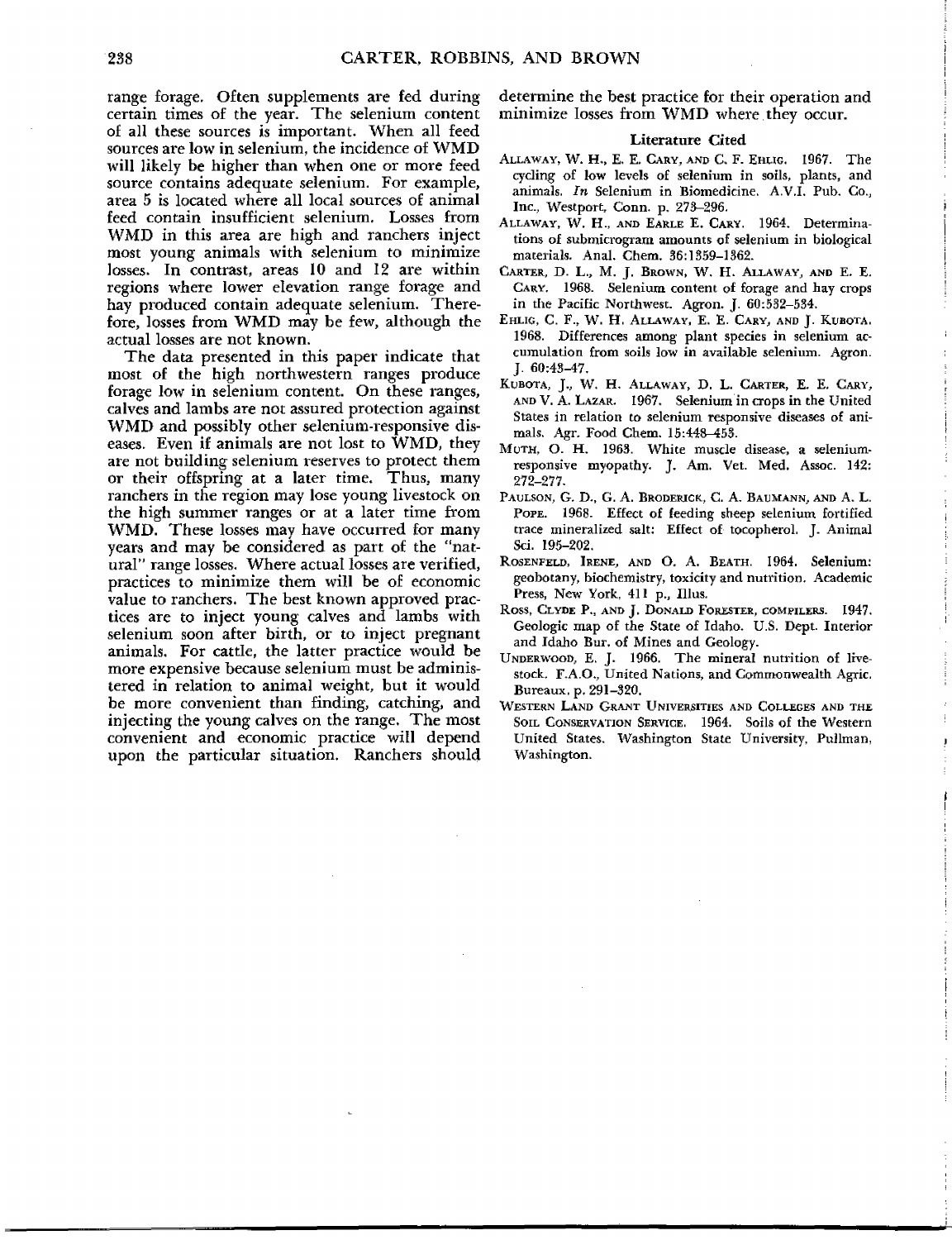range forage. Often supplements are fed during certain times of the year. The selenium content of all these sources is important. When all feed sources are low in selenium, the incidence of WMD will likely be higher than when one or more feed source contains adequate selenium. For example, area 5 is located where all local sources of animal feed contain insufficient selenium. Losses from WMD in this area are high and ranchers inject most young animals with selenium to minimize losses. In contrast, areas 10 and 12 are within regions where lower elevation range forage and hay produced contain adequate selenium. Therefore, losses from WMD may be few, although the actual losses are not known.

The data presented in this paper indicate that most of the high northwestern ranges produce forage low in selenium content. On these ranges, calves and lambs are not assured protection against WMD and possibly other selenium-responsive diseases. Even if animals are not lost to WMD, they are not building selenium reserves to protect them or their offspring at a later time. Thus, many ranchers in the region may lose young livestock on the high summer ranges or at a later time from WMD. These losses may have occurred for many years and may be considered as part of the "natural" range losses. Where actual losses are verified, practices to minimize them will be of economic value to ranchers. The best known approved practices are to inject young calves and lambs with selenium soon after birth, or to inject pregnant animals. For cattle, the latter practice would be more expensive because selenium must be administered in relation to animal weight, but it would be more convenient than finding, catching, and injecting the young calves on the range. The most convenient and economic practice will depend upon the particular situation. Ranchers should determine the best practice for their operation and minimize losses from WMD where they occur.

## Literature Cited

Allaway, W. H., E. E. Cary, and C. F. Ehlig. 1967. The cycling of low levels of selenium in soils, plants, and animals. *In* Selenium in Biomedicine. A.V.I. Pub. Co., Inc., Westport, Conn. p. 273–296.

Allaway, W. H., and Earle E. Cary. 1964. Determinations of submicrogram amounts of selenium in biological materials. Anal. Chem. 36:1359–1362.

Carter, D. L., M. J. Brown, W. H. Allaway, and E. E. Cary. 1968. Selenium content of forage and hay crops in the Pacific Northwest. Agron. J. 60:532–534.

Ehlig, C. F., W. H. Allaway, E. E. Cary, and J. Kubota. 1968. Differences among plant species in selenium accumulation from soils low in available selenium. Agron. J. 60:43–47.

Kubota, J., W. H. Allaway, D. L. Carter, E. E. Cary, and V. A. Lazar. 1967. Selenium in crops in the United States in relation to selenium responsive diseases of animals. Agr. Food Chem. 15:448–453.

Muth, O. H. 1963. White muscle disease, a selenium-responsive myopathy. J. Am. Vet. Med. Assoc. 142: 272–277.

Paulson, G. D., G. A. Broderick, C. A. Baumann, and A. L. Pope. 1968. Effect of feeding sheep selenium fortified trace mineralized salt: Effect of tocopherol. J. Animal Sci. 195–202.

Rosenfeld, Irene, and O. A. Beath. 1964. Selenium: geobotany, biochemistry, toxicity and nutrition. Academic Press, New York, 411 p., Illus.

Ross, Clyde P., and J. Donald Forester, compilers. 1947. Geologic map of the State of Idaho. U.S. Dept. Interior and Idaho Bur. of Mines and Geology.

Underwood, E. J. 1966. The mineral nutrition of livestock. F.A.O., United Nations, and Commonwealth Agric. Bureaux. p. 291–320.

Western Land Grant Universities and Colleges and the Soil Conservation Service. 1964. Soils of the Western United States. Washington State University, Pullman, Washington.